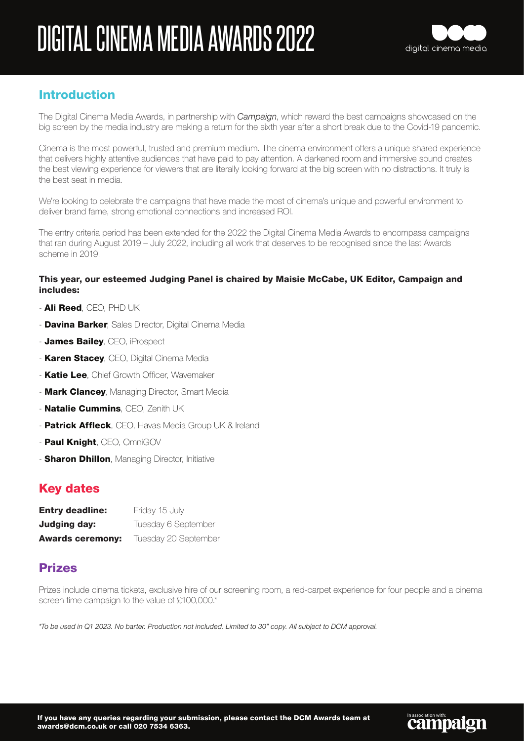# DIGITAL CINEMA MEDIA AWARDS 2022

## Introduction

The Digital Cinema Media Awards, in partnership with *Campaign*, which reward the best campaigns showcased on the big screen by the media industry are making a return for the sixth year after a short break due to the Covid-19 pandemic.

Cinema is the most powerful, trusted and premium medium. The cinema environment offers a unique shared experience that delivers highly attentive audiences that have paid to pay attention. A darkened room and immersive sound creates the best viewing experience for viewers that are literally looking forward at the big screen with no distractions. It truly is the best seat in media.

We're looking to celebrate the campaigns that have made the most of cinema's unique and powerful environment to deliver brand fame, strong emotional connections and increased ROI.

The entry criteria period has been extended for the 2022 the Digital Cinema Media Awards to encompass campaigns that ran during August 2019 – July 2022, including all work that deserves to be recognised since the last Awards scheme in 2019.

**This year, our esteemed Judging Panel is chaired by Maisie McCabe, UK Editor, Campaign and includes:**

- **Ali Reed**, CEO, PHD UK
- **Davina Barker**, Sales Director, Digital Cinema Media
- **James Bailey**, CEO, iProspect
- **Karen Stacey**, CEO, Digital Cinema Media
- **Katie Lee**, Chief Growth Officer, Wavemaker
- **Mark Clancey**, Managing Director, Smart Media
- **Natalie Cummins**, CEO, Zenith UK
- **Patrick Affleck**, CEO, Havas Media Group UK & Ireland
- **Paul Knight**, CEO, OmniGOV
- **Sharon Dhillon**, Managing Director, Initiative

## Key dates

| | |
|---|---|
| **Entry deadline:** | Friday 15 July |
| **Judging day:** | Tuesday 6 September |
| **Awards ceremony:** | Tuesday 20 September |

## Prizes

Prizes include cinema tickets, exclusive hire of our screening room, a red-carpet experience for four people and a cinema screen time campaign to the value of £100,000.*

*\*To be used in Q1 2023. No barter. Production not included. Limited to 30" copy. All subject to DCM approval.*

**If you have any queries regarding your submission, please contact the DCM Awards team at awards@dcm.co.uk or call 020 7534 6363.**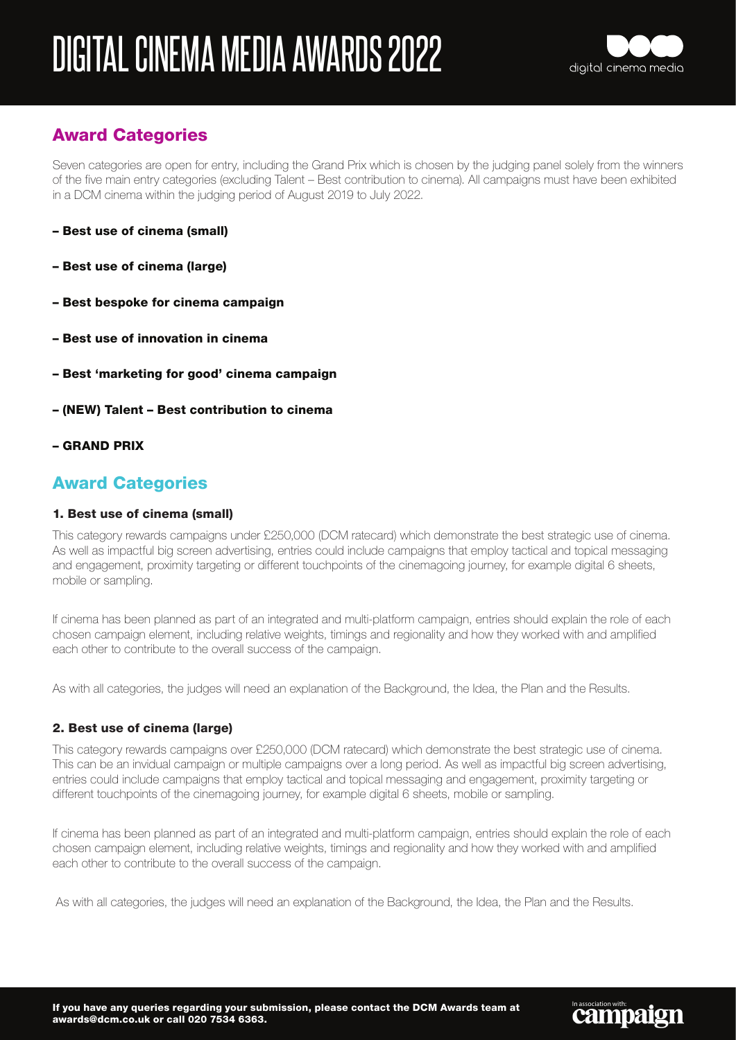# DIGITAL CINEMA MEDIA AWARDS 2022

## Award Categories

Seven categories are open for entry, including the Grand Prix which is chosen by the judging panel solely from the winners of the five main entry categories (excluding Talent – Best contribution to cinema). All campaigns must have been exhibited in a DCM cinema within the judging period of August 2019 to July 2022.

- **Best use of cinema (small)**
- **Best use of cinema (large)**
- **Best bespoke for cinema campaign**
- **Best use of innovation in cinema**
- **Best 'marketing for good' cinema campaign**
- **(NEW) Talent – Best contribution to cinema**
- **GRAND PRIX**

## Award Categories

### 1. Best use of cinema (small)

This category rewards campaigns under £250,000 (DCM ratecard) which demonstrate the best strategic use of cinema. As well as impactful big screen advertising, entries could include campaigns that employ tactical and topical messaging and engagement, proximity targeting or different touchpoints of the cinemagoing journey, for example digital 6 sheets, mobile or sampling.

If cinema has been planned as part of an integrated and multi-platform campaign, entries should explain the role of each chosen campaign element, including relative weights, timings and regionality and how they worked with and amplified each other to contribute to the overall success of the campaign.

As with all categories, the judges will need an explanation of the Background, the Idea, the Plan and the Results.

### 2. Best use of cinema (large)

This category rewards campaigns over £250,000 (DCM ratecard) which demonstrate the best strategic use of cinema. This can be an invidual campaign or multiple campaigns over a long period. As well as impactful big screen advertising, entries could include campaigns that employ tactical and topical messaging and engagement, proximity targeting or different touchpoints of the cinemagoing journey, for example digital 6 sheets, mobile or sampling.

If cinema has been planned as part of an integrated and multi-platform campaign, entries should explain the role of each chosen campaign element, including relative weights, timings and regionality and how they worked with and amplified each other to contribute to the overall success of the campaign.

As with all categories, the judges will need an explanation of the Background, the Idea, the Plan and the Results.

**If you have any queries regarding your submission, please contact the DCM Awards team at awards@dcm.co.uk or call 020 7534 6363.**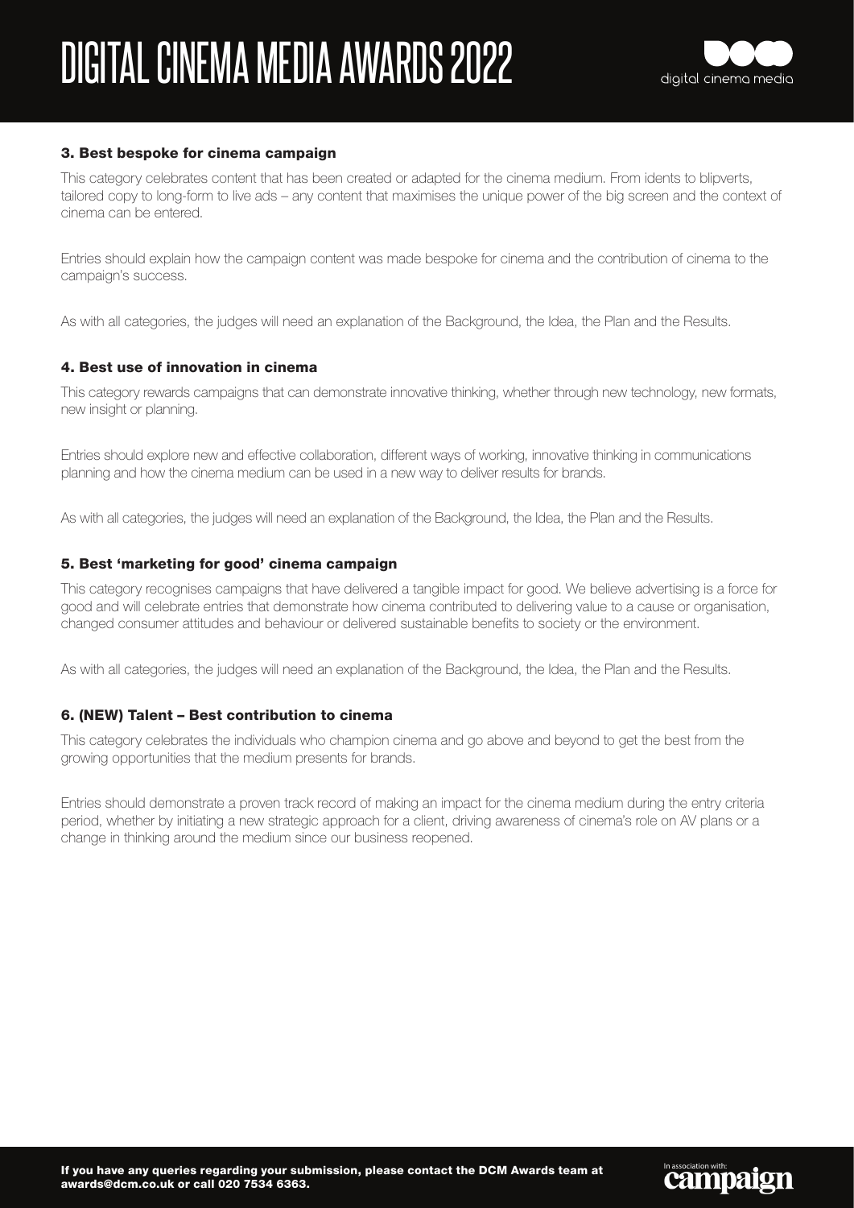### 3. Best bespoke for cinema campaign

This category celebrates content that has been created or adapted for the cinema medium. From idents to blipverts, tailored copy to long-form to live ads – any content that maximises the unique power of the big screen and the context of cinema can be entered.

Entries should explain how the campaign content was made bespoke for cinema and the contribution of cinema to the campaign's success.

As with all categories, the judges will need an explanation of the Background, the Idea, the Plan and the Results.

### 4. Best use of innovation in cinema

This category rewards campaigns that can demonstrate innovative thinking, whether through new technology, new formats, new insight or planning.

Entries should explore new and effective collaboration, different ways of working, innovative thinking in communications planning and how the cinema medium can be used in a new way to deliver results for brands.

As with all categories, the judges will need an explanation of the Background, the Idea, the Plan and the Results.

### 5. Best 'marketing for good' cinema campaign

This category recognises campaigns that have delivered a tangible impact for good. We believe advertising is a force for good and will celebrate entries that demonstrate how cinema contributed to delivering value to a cause or organisation, changed consumer attitudes and behaviour or delivered sustainable benefits to society or the environment.

As with all categories, the judges will need an explanation of the Background, the Idea, the Plan and the Results.

### 6. (NEW) Talent – Best contribution to cinema

This category celebrates the individuals who champion cinema and go above and beyond to get the best from the growing opportunities that the medium presents for brands.

Entries should demonstrate a proven track record of making an impact for the cinema medium during the entry criteria period, whether by initiating a new strategic approach for a client, driving awareness of cinema's role on AV plans or a change in thinking around the medium since our business reopened.

**If you have any queries regarding your submission, please contact the DCM Awards team at awards@dcm.co.uk or call 020 7534 6363.**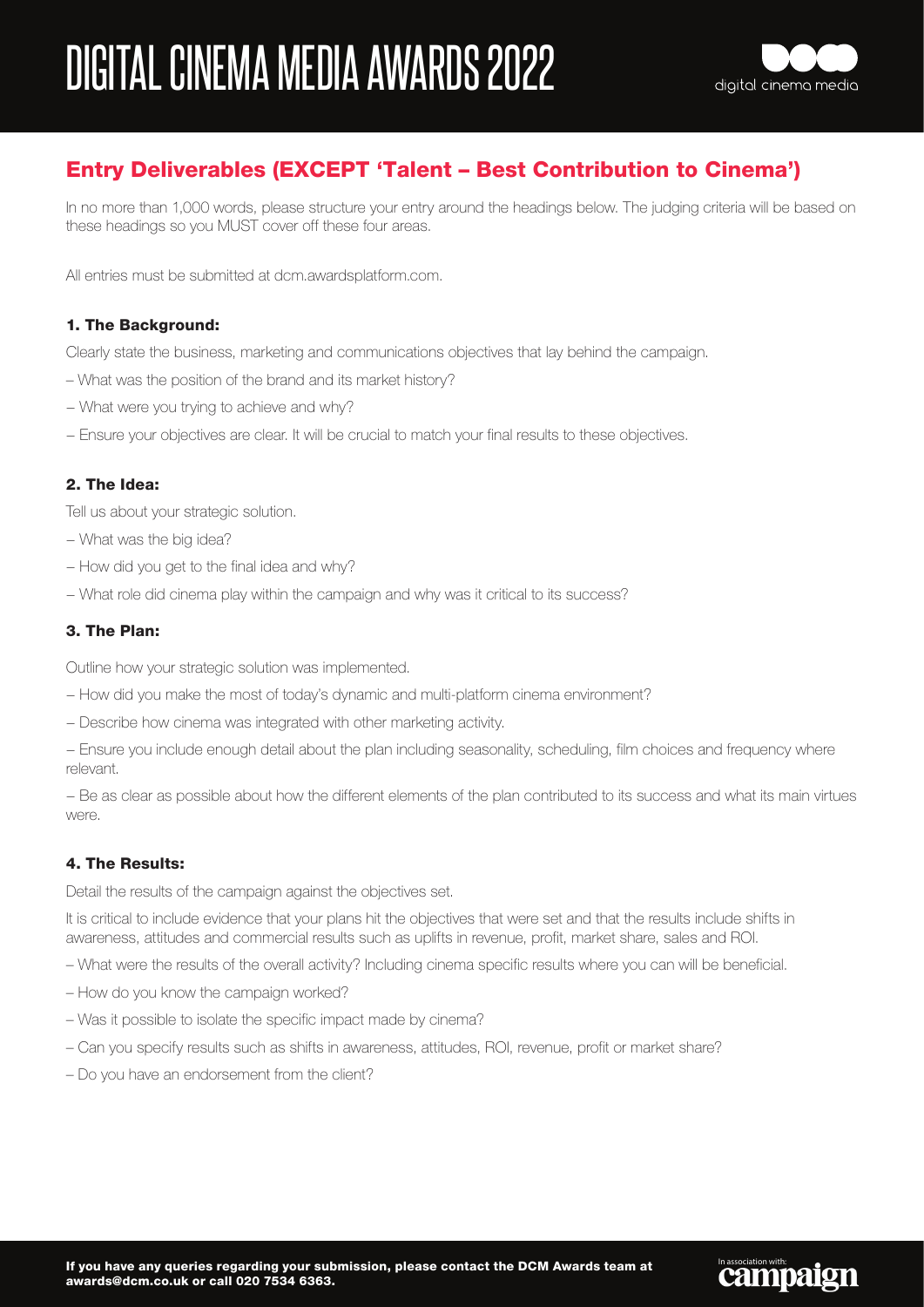# DIGITAL CINEMA MEDIA AWARDS 2022

## Entry Deliverables (EXCEPT 'Talent – Best Contribution to Cinema')

In no more than 1,000 words, please structure your entry around the headings below. The judging criteria will be based on these headings so you MUST cover off these four areas.

All entries must be submitted at dcm.awardsplatform.com.

### 1. The Background:

Clearly state the business, marketing and communications objectives that lay behind the campaign.

– What was the position of the brand and its market history?

– What were you trying to achieve and why?

– Ensure your objectives are clear. It will be crucial to match your final results to these objectives.

### 2. The Idea:

Tell us about your strategic solution.

– What was the big idea?

– How did you get to the final idea and why?

– What role did cinema play within the campaign and why was it critical to its success?

### 3. The Plan:

Outline how your strategic solution was implemented.

– How did you make the most of today's dynamic and multi-platform cinema environment?

– Describe how cinema was integrated with other marketing activity.

– Ensure you include enough detail about the plan including seasonality, scheduling, film choices and frequency where relevant.

– Be as clear as possible about how the different elements of the plan contributed to its success and what its main virtues were.

### 4. The Results:

Detail the results of the campaign against the objectives set.

It is critical to include evidence that your plans hit the objectives that were set and that the results include shifts in awareness, attitudes and commercial results such as uplifts in revenue, profit, market share, sales and ROI.

– What were the results of the overall activity? Including cinema specific results where you can will be beneficial.

– How do you know the campaign worked?

– Was it possible to isolate the specific impact made by cinema?

– Can you specify results such as shifts in awareness, attitudes, ROI, revenue, profit or market share?

– Do you have an endorsement from the client?

**If you have any queries regarding your submission, please contact the DCM Awards team at awards@dcm.co.uk or call 020 7534 6363.**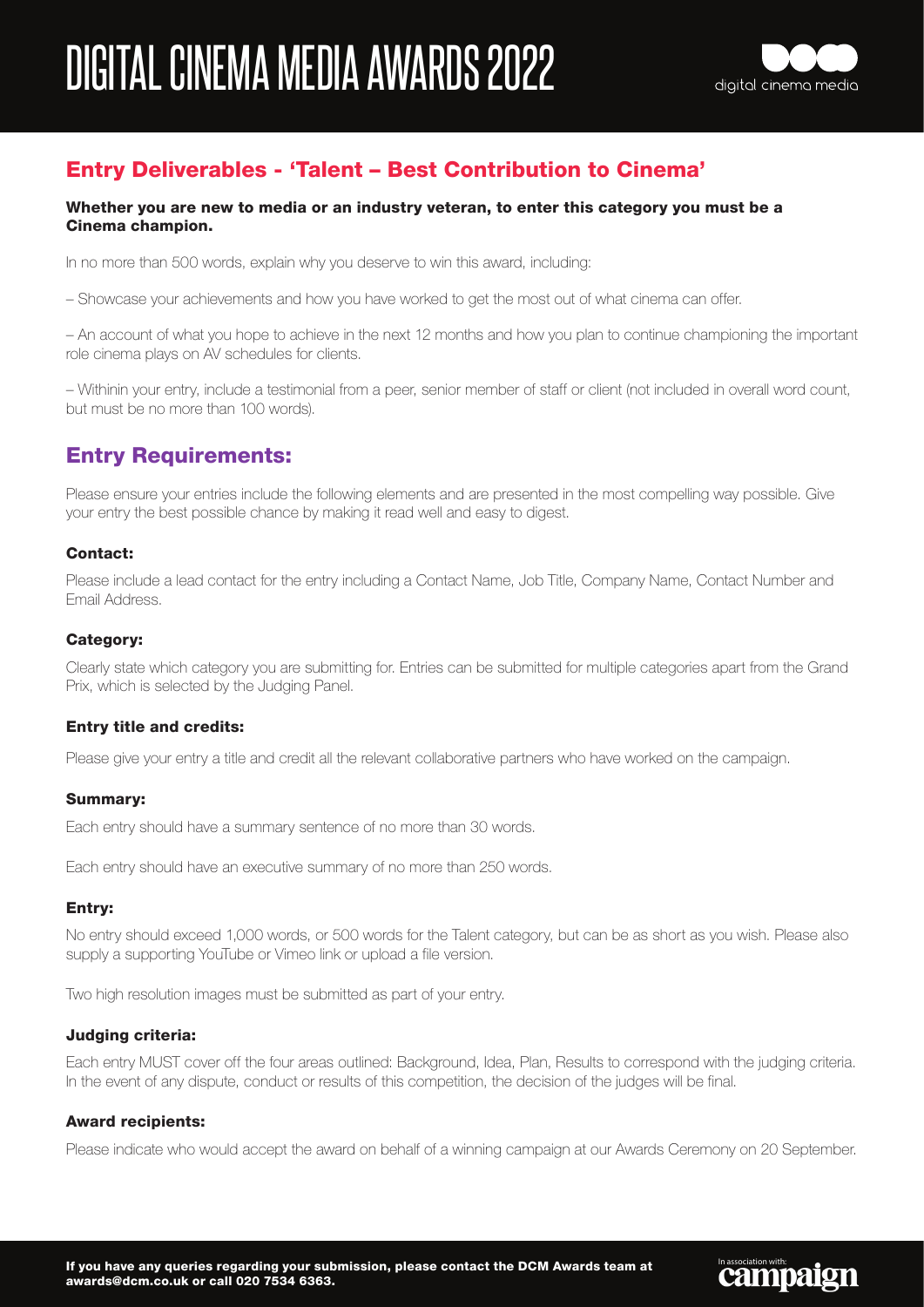# DIGITAL CINEMA MEDIA AWARDS 2022

## Entry Deliverables - 'Talent – Best Contribution to Cinema'

**Whether you are new to media or an industry veteran, to enter this category you must be a Cinema champion.**

In no more than 500 words, explain why you deserve to win this award, including:

– Showcase your achievements and how you have worked to get the most out of what cinema can offer.

– An account of what you hope to achieve in the next 12 months and how you plan to continue championing the important role cinema plays on AV schedules for clients.

– Withinin your entry, include a testimonial from a peer, senior member of staff or client (not included in overall word count, but must be no more than 100 words).

## Entry Requirements:

Please ensure your entries include the following elements and are presented in the most compelling way possible. Give your entry the best possible chance by making it read well and easy to digest.

### Contact:

Please include a lead contact for the entry including a Contact Name, Job Title, Company Name, Contact Number and Email Address.

### Category:

Clearly state which category you are submitting for. Entries can be submitted for multiple categories apart from the Grand Prix, which is selected by the Judging Panel.

### Entry title and credits:

Please give your entry a title and credit all the relevant collaborative partners who have worked on the campaign.

### Summary:

Each entry should have a summary sentence of no more than 30 words.

Each entry should have an executive summary of no more than 250 words.

### Entry:

No entry should exceed 1,000 words, or 500 words for the Talent category, but can be as short as you wish. Please also supply a supporting YouTube or Vimeo link or upload a file version.

Two high resolution images must be submitted as part of your entry.

### Judging criteria:

Each entry MUST cover off the four areas outlined: Background, Idea, Plan, Results to correspond with the judging criteria. In the event of any dispute, conduct or results of this competition, the decision of the judges will be final.

### Award recipients:

Please indicate who would accept the award on behalf of a winning campaign at our Awards Ceremony on 20 September.

**If you have any queries regarding your submission, please contact the DCM Awards team at awards@dcm.co.uk or call 020 7534 6363.**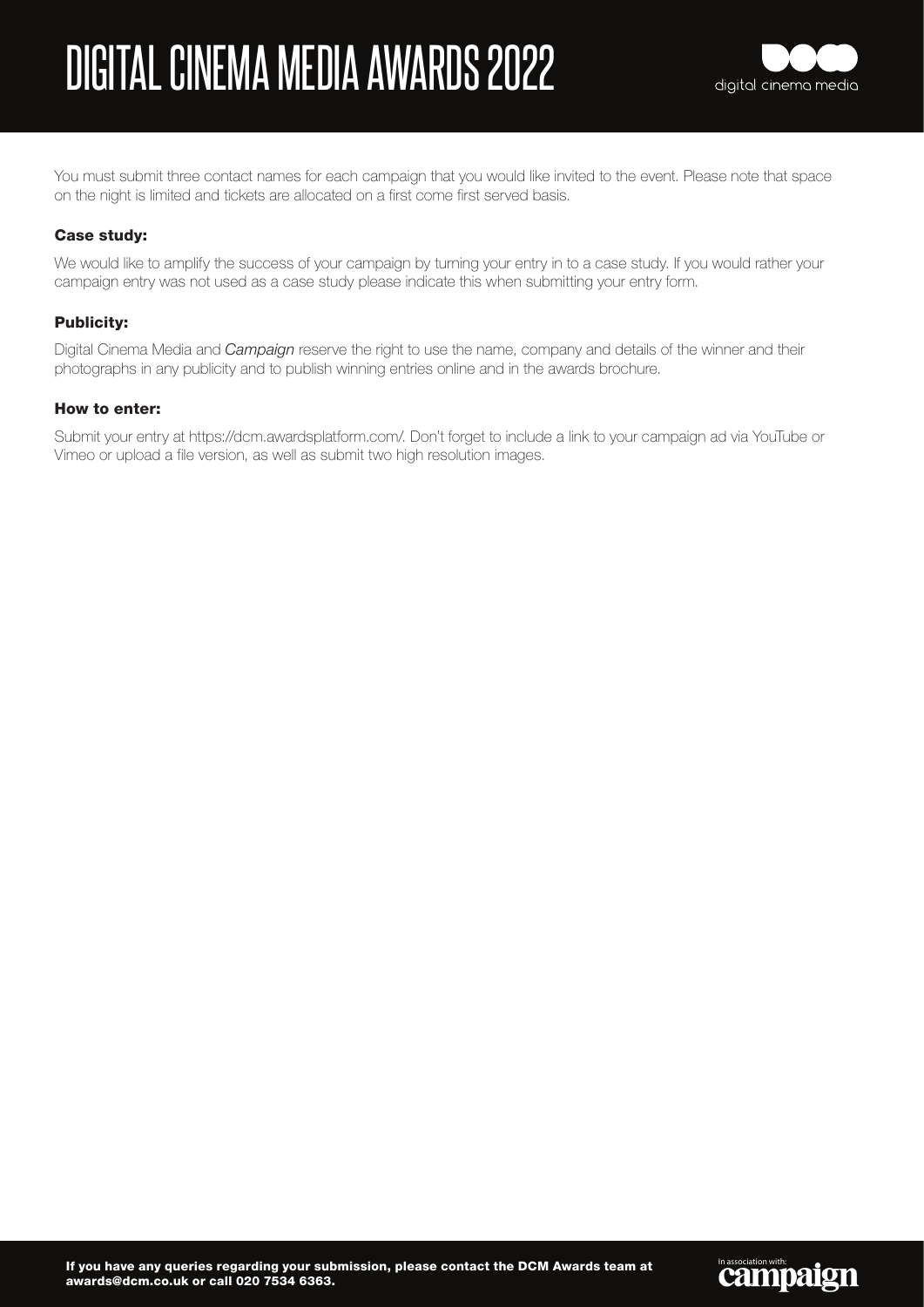You must submit three contact names for each campaign that you would like invited to the event. Please note that space on the night is limited and tickets are allocated on a first come first served basis.

### Case study:

We would like to amplify the success of your campaign by turning your entry in to a case study. If you would rather your campaign entry was not used as a case study please indicate this when submitting your entry form.

### Publicity:

Digital Cinema Media and *Campaign* reserve the right to use the name, company and details of the winner and their photographs in any publicity and to publish winning entries online and in the awards brochure.

### How to enter:

Submit your entry at https://dcm.awardsplatform.com/. Don't forget to include a link to your campaign ad via YouTube or Vimeo or upload a file version, as well as submit two high resolution images.

**If you have any queries regarding your submission, please contact the DCM Awards team at awards@dcm.co.uk or call 020 7534 6363.**